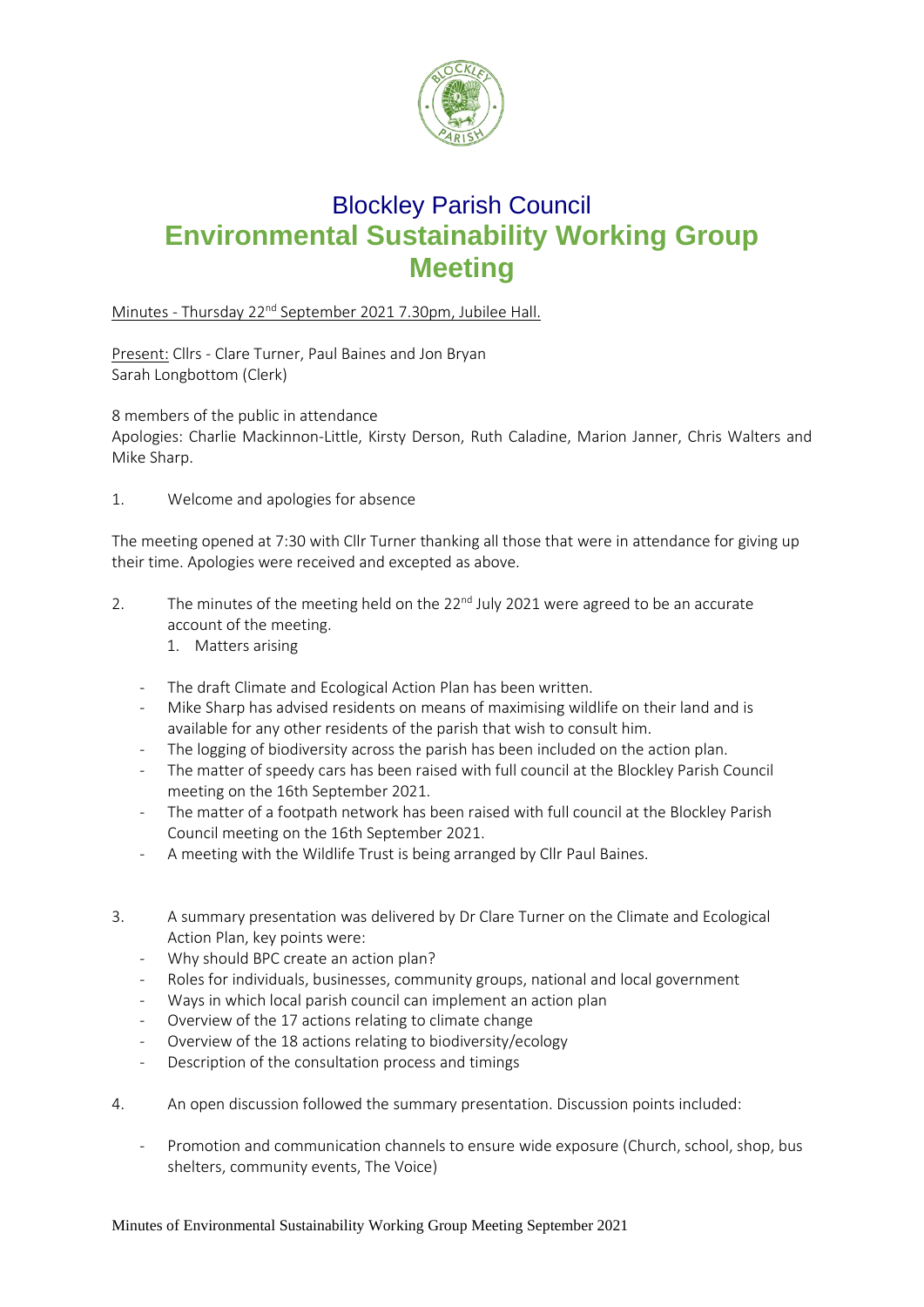# Blockley Parish Council
# Environmental Sustainability Working Group Meeting

Minutes - Thursday 22nd September 2021 7.30pm, Jubilee Hall.

Present: Cllrs - Clare Turner, Paul Baines and Jon Bryan
Sarah Longbottom (Clerk)

8 members of the public in attendance
Apologies: Charlie Mackinnon-Little, Kirsty Derson, Ruth Caladine, Marion Janner, Chris Walters and Mike Sharp.

1. Welcome and apologies for absence

The meeting opened at 7:30 with Cllr Turner thanking all those that were in attendance for giving up their time. Apologies were received and excepted as above.

2. The minutes of the meeting held on the 22nd July 2021 were agreed to be an accurate account of the meeting.
   1. Matters arising

   - The draft Climate and Ecological Action Plan has been written.
   - Mike Sharp has advised residents on means of maximising wildlife on their land and is available for any other residents of the parish that wish to consult him.
   - The logging of biodiversity across the parish has been included on the action plan.
   - The matter of speedy cars has been raised with full council at the Blockley Parish Council meeting on the 16th September 2021.
   - The matter of a footpath network has been raised with full council at the Blockley Parish Council meeting on the 16th September 2021.
   - A meeting with the Wildlife Trust is being arranged by Cllr Paul Baines.

3. A summary presentation was delivered by Dr Clare Turner on the Climate and Ecological Action Plan, key points were:
   - Why should BPC create an action plan?
   - Roles for individuals, businesses, community groups, national and local government
   - Ways in which local parish council can implement an action plan
   - Overview of the 17 actions relating to climate change
   - Overview of the 18 actions relating to biodiversity/ecology
   - Description of the consultation process and timings

4. An open discussion followed the summary presentation. Discussion points included:

   - Promotion and communication channels to ensure wide exposure (Church, school, shop, bus shelters, community events, The Voice)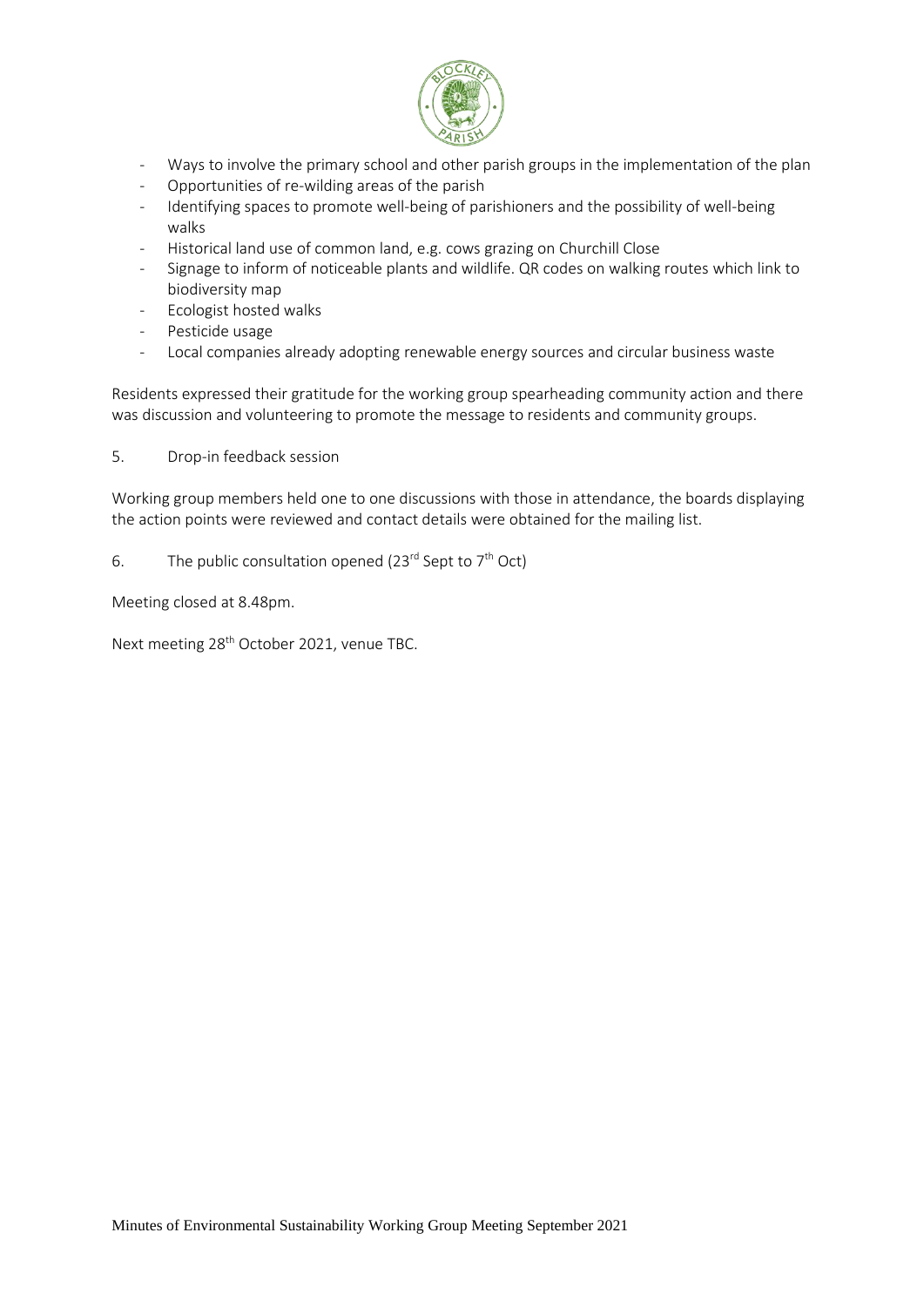- Ways to involve the primary school and other parish groups in the implementation of the plan
- Opportunities of re-wilding areas of the parish
- Identifying spaces to promote well-being of parishioners and the possibility of well-being walks
- Historical land use of common land, e.g. cows grazing on Churchill Close
- Signage to inform of noticeable plants and wildlife. QR codes on walking routes which link to biodiversity map
- Ecologist hosted walks
- Pesticide usage
- Local companies already adopting renewable energy sources and circular business waste

Residents expressed their gratitude for the working group spearheading community action and there was discussion and volunteering to promote the message to residents and community groups.

5. Drop-in feedback session

Working group members held one to one discussions with those in attendance, the boards displaying the action points were reviewed and contact details were obtained for the mailing list.

6. The public consultation opened (23rd Sept to 7th Oct)

Meeting closed at 8.48pm.

Next meeting 28th October 2021, venue TBC.